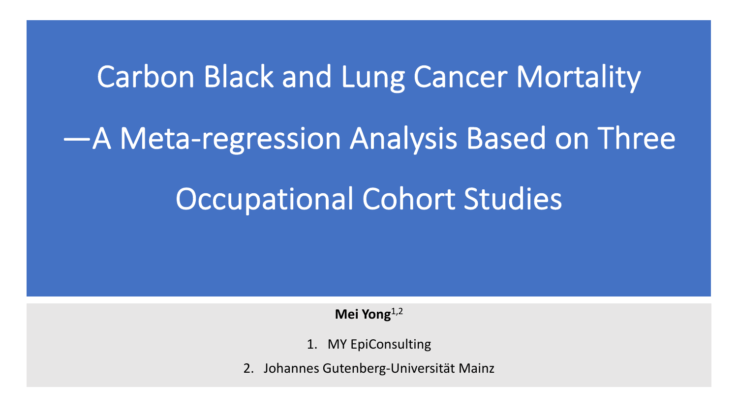# Carbon Black and Lung Cancer Mortality —A Meta-regression Analysis Based on Three Occupational Cohort Studies

**Mei Yong**[1,2]

1. MY EpiConsulting
2. Johannes Gutenberg-Universität Mainz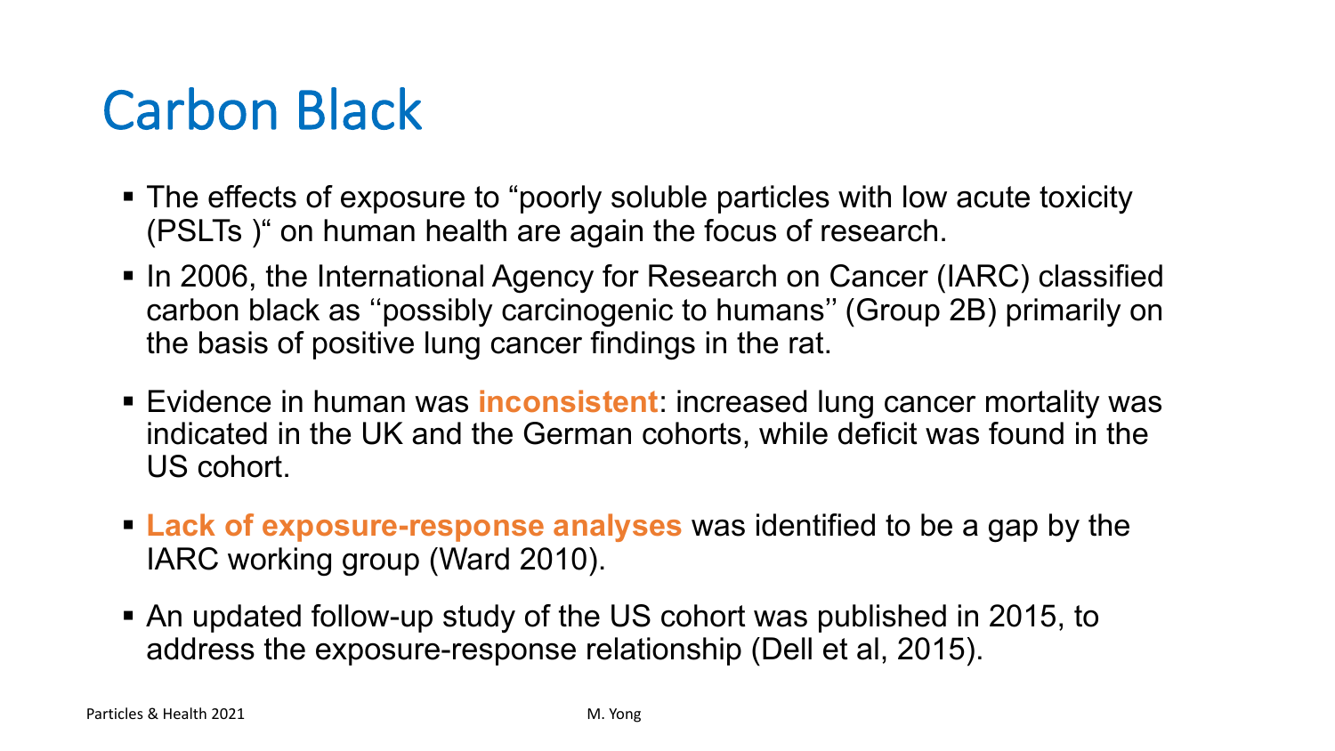# Carbon Black

- The effects of exposure to "poorly soluble particles with low acute toxicity (PSLTs )" on human health are again the focus of research.
- In 2006, the International Agency for Research on Cancer (IARC) classified carbon black as ''possibly carcinogenic to humans'' (Group 2B) primarily on the basis of positive lung cancer findings in the rat.
- Evidence in human was **inconsistent**: increased lung cancer mortality was indicated in the UK and the German cohorts, while deficit was found in the US cohort.
- **Lack of exposure-response analyses** was identified to be a gap by the IARC working group (Ward 2010).
- An updated follow-up study of the US cohort was published in 2015, to address the exposure-response relationship (Dell et al, 2015).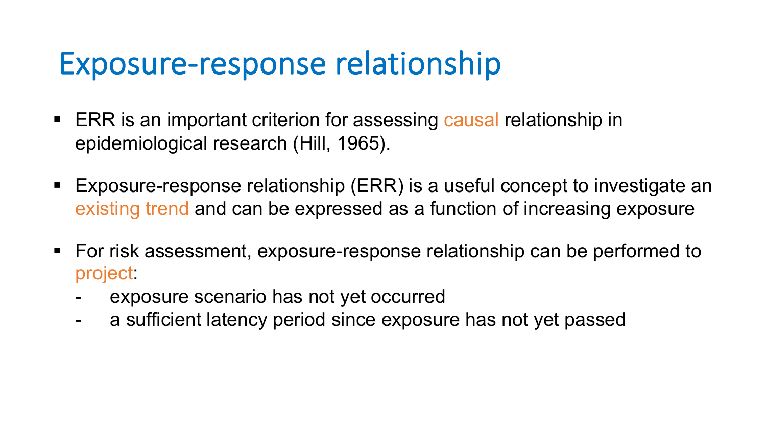# Exposure-response relationship

- ERR is an important criterion for assessing causal relationship in epidemiological research (Hill, 1965).
- Exposure-response relationship (ERR) is a useful concept to investigate an existing trend and can be expressed as a function of increasing exposure
- For risk assessment, exposure-response relationship can be performed to project:
  - exposure scenario has not yet occurred
  - a sufficient latency period since exposure has not yet passed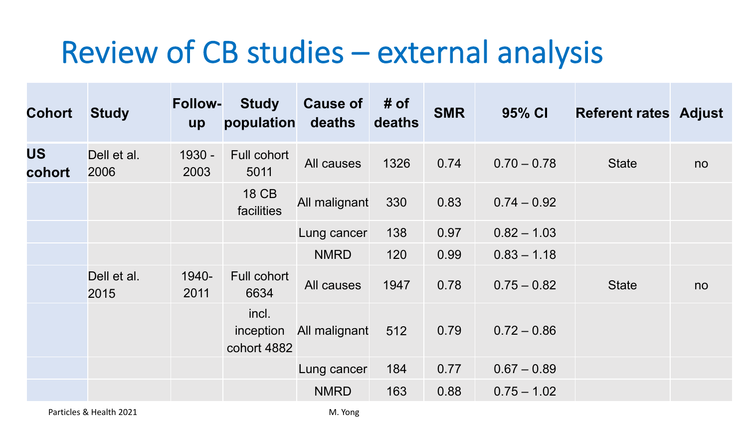# Review of CB studies – external analysis

| Cohort | Study | Follow-up | Study population | Cause of deaths | # of deaths | SMR | 95% CI | Referent rates | Adjust |
|---|---|---|---|---|---|---|---|---|---|
| **US cohort** | Dell et al. 2006 | 1930 - 2003 | Full cohort 5011 | All causes | 1326 | 0.74 | 0.70 – 0.78 | State | no |
| | | | 18 CB facilities | All malignant | 330 | 0.83 | 0.74 – 0.92 | | |
| | | | | Lung cancer | 138 | 0.97 | 0.82 – 1.03 | | |
| | | | | NMRD | 120 | 0.99 | 0.83 – 1.18 | | |
| | Dell et al. 2015 | 1940-2011 | Full cohort 6634 | All causes | 1947 | 0.78 | 0.75 – 0.82 | State | no |
| | | | incl. inception cohort 4882 | All malignant | 512 | 0.79 | 0.72 – 0.86 | | |
| | | | | Lung cancer | 184 | 0.77 | 0.67 – 0.89 | | |
| | | | | NMRD | 163 | 0.88 | 0.75 – 1.02 | | |

Particles & Health 2021 M. Yong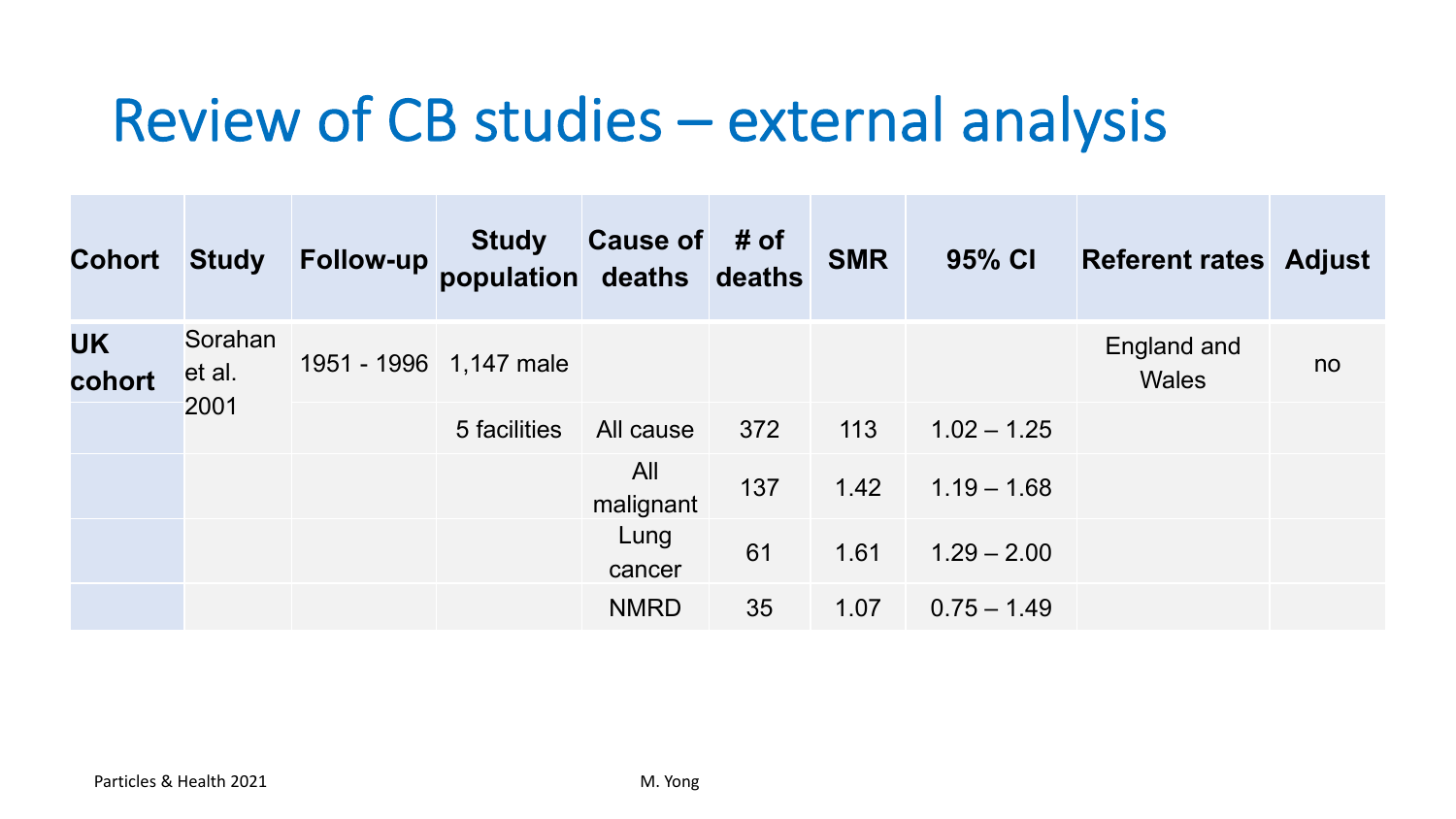# Review of CB studies – external analysis

| Cohort | Study | Follow-up | Study population | Cause of deaths | # of deaths | SMR | 95% CI | Referent rates | Adjust |
|---|---|---|---|---|---|---|---|---|---|
| **UK cohort** | Sorahan et al. 2001 | 1951 - 1996 | 1,147 male | | | | | England and Wales | no |
| | | | 5 facilities | All cause | 372 | 113 | 1.02 – 1.25 | | |
| | | | | All malignant | 137 | 1.42 | 1.19 – 1.68 | | |
| | | | | Lung cancer | 61 | 1.61 | 1.29 – 2.00 | | |
| | | | | NMRD | 35 | 1.07 | 0.75 – 1.49 | | |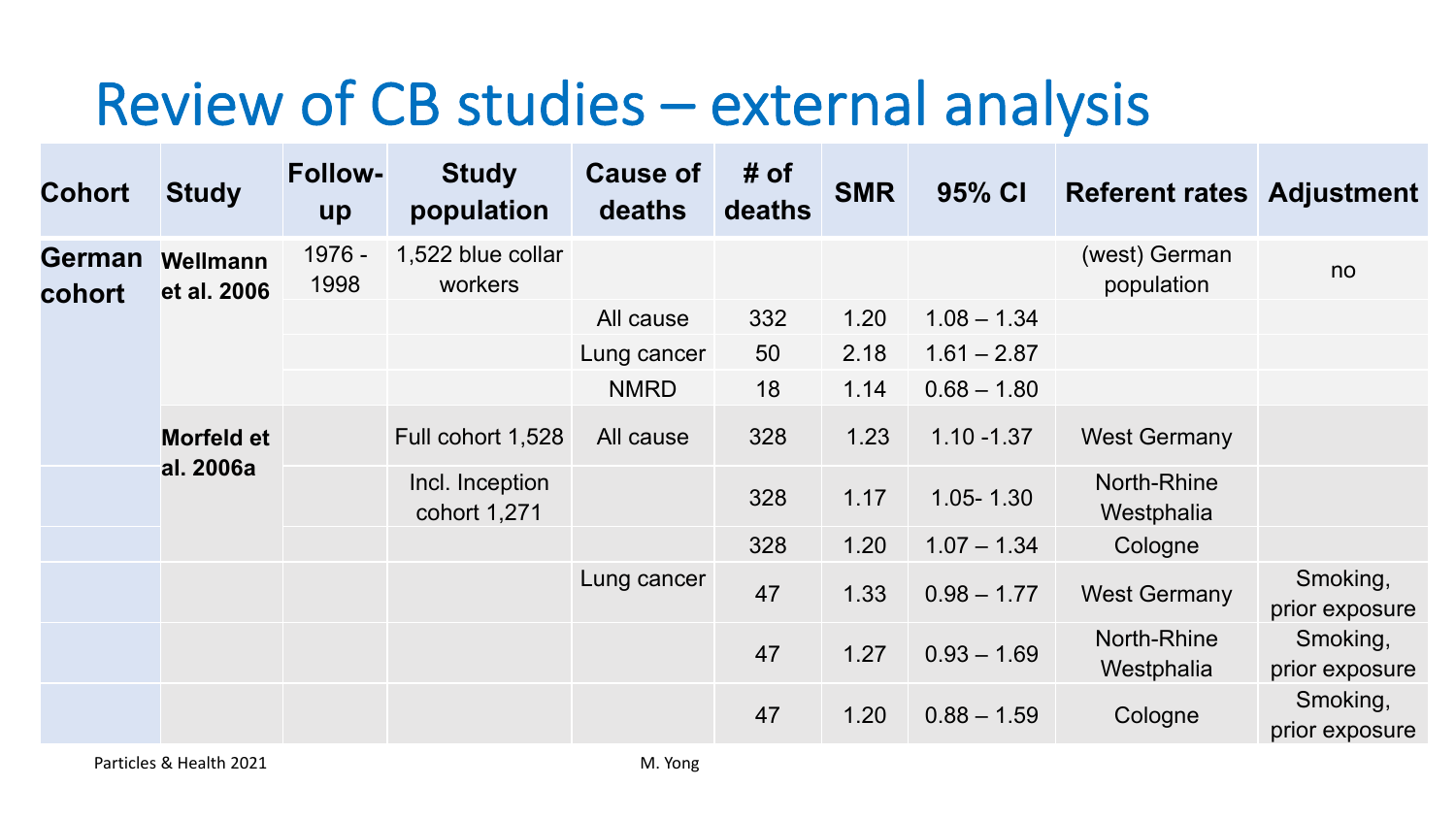# Review of CB studies – external analysis

| Cohort | Study | Follow-up | Study population | Cause of deaths | # of deaths | SMR | 95% CI | Referent rates | Adjustment |
|---|---|---|---|---|---|---|---|---|---|
| German cohort | Wellmann et al. 2006 | 1976 - 1998 | 1,522 blue collar workers | | | | | (west) German population | no |
| | | | | All cause | 332 | 1.20 | 1.08 – 1.34 | | |
| | | | | Lung cancer | 50 | 2.18 | 1.61 – 2.87 | | |
| | | | | NMRD | 18 | 1.14 | 0.68 – 1.80 | | |
| | Morfeld et al. 2006a | | Full cohort 1,528 | All cause | 328 | 1.23 | 1.10 -1.37 | West Germany | |
| | | | Incl. Inception cohort 1,271 | | 328 | 1.17 | 1.05- 1.30 | North-Rhine Westphalia | |
| | | | | | 328 | 1.20 | 1.07 – 1.34 | Cologne | |
| | | | | Lung cancer | 47 | 1.33 | 0.98 – 1.77 | West Germany | Smoking, prior exposure |
| | | | | | 47 | 1.27 | 0.93 – 1.69 | North-Rhine Westphalia | Smoking, prior exposure |
| | | | | | 47 | 1.20 | 0.88 – 1.59 | Cologne | Smoking, prior exposure |

Particles & Health 2021

M. Yong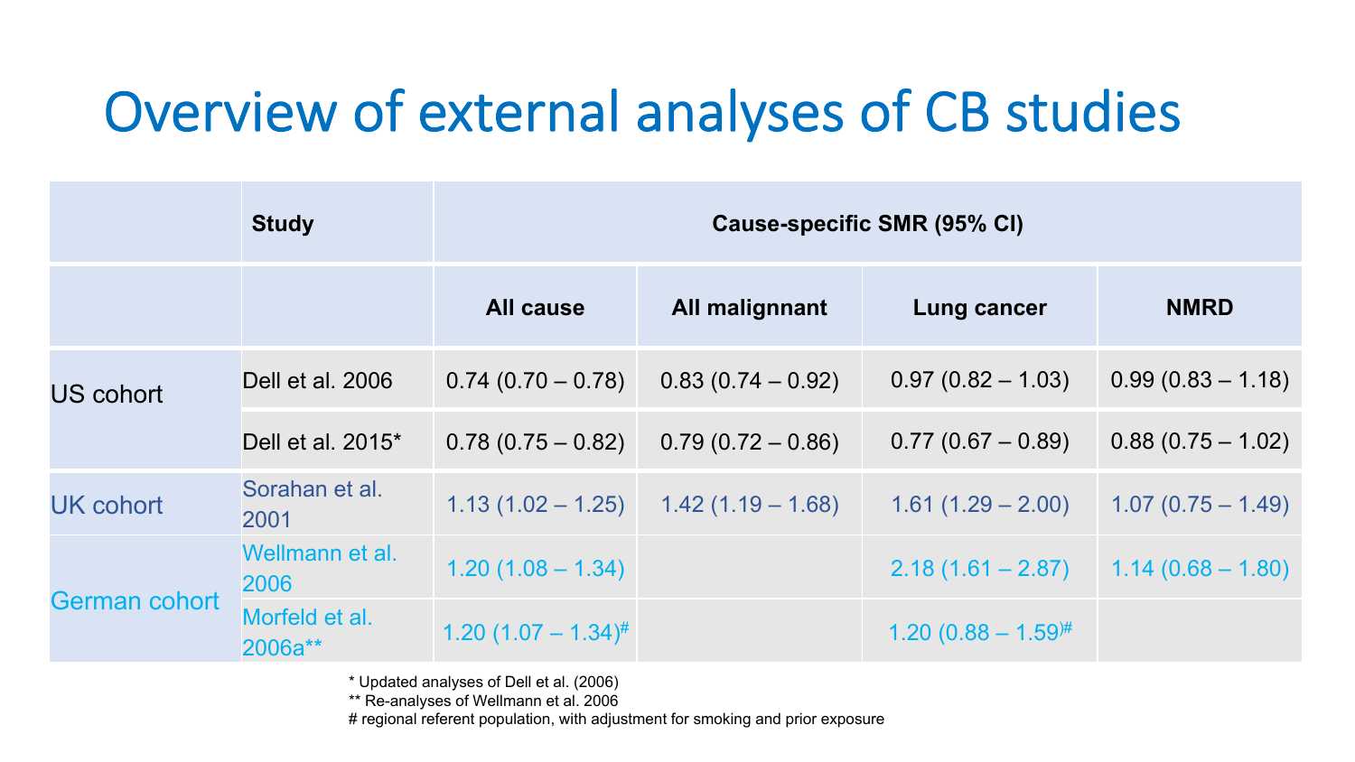# Overview of external analyses of CB studies

| | Study | Cause-specific SMR (95% CI) | | | |
|---|---|---|---|---|---|
| | | All cause | All malignnant | Lung cancer | NMRD |
| US cohort | Dell et al. 2006 | 0.74 (0.70 – 0.78) | 0.83 (0.74 – 0.92) | 0.97 (0.82 – 1.03) | 0.99 (0.83 – 1.18) |
| | Dell et al. 2015* | 0.78 (0.75 – 0.82) | 0.79 (0.72 – 0.86) | 0.77 (0.67 – 0.89) | 0.88 (0.75 – 1.02) |
| UK cohort | Sorahan et al. 2001 | 1.13 (1.02 – 1.25) | 1.42 (1.19 – 1.68) | 1.61 (1.29 – 2.00) | 1.07 (0.75 – 1.49) |
| German cohort | Wellmann et al. 2006 | 1.20 (1.08 – 1.34) | | 2.18 (1.61 – 2.87) | 1.14 (0.68 – 1.80) |
| | Morfeld et al. 2006a** | 1.20 (1.07 – 1.34)# | | 1.20 (0.88 – 1.59)# | |

\* Updated analyses of Dell et al. (2006)
** Re-analyses of Wellmann et al. 2006
# regional referent population, with adjustment for smoking and prior exposure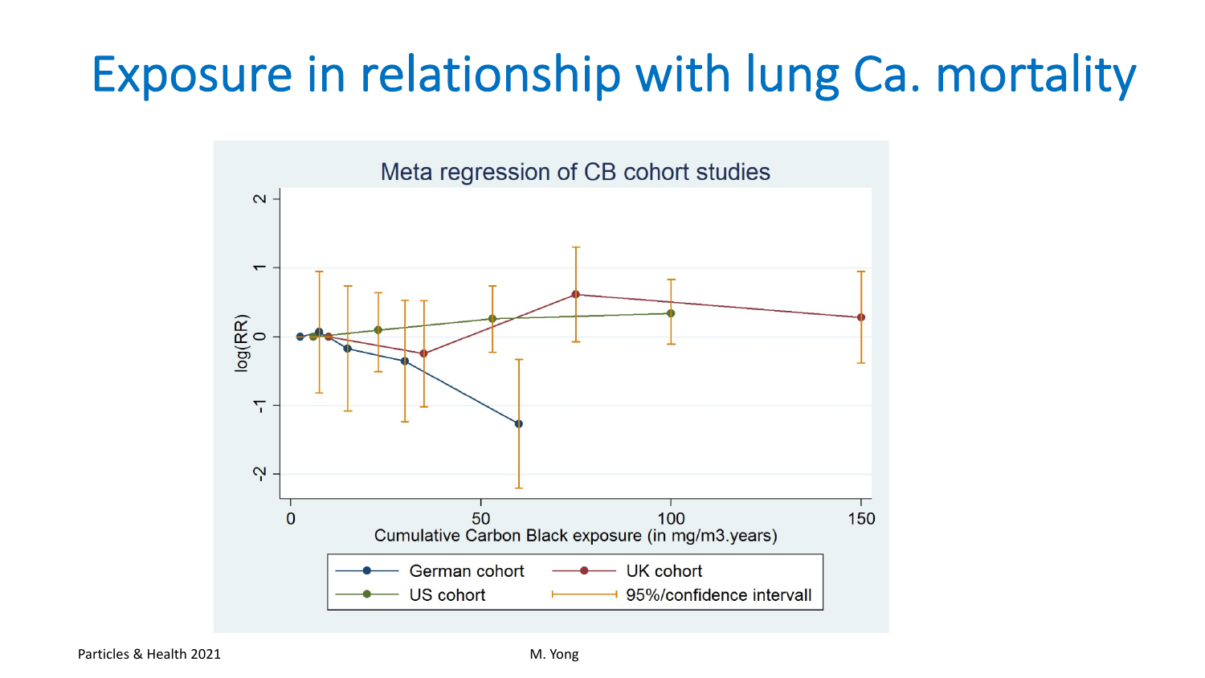# Exposure in relationship with lung Ca. mortality

Meta regression of CB cohort studies

log(RR)

Cumulative Carbon Black exposure (in mg/m3.years)

German cohort | UK cohort | US cohort | 95%/confidence intervall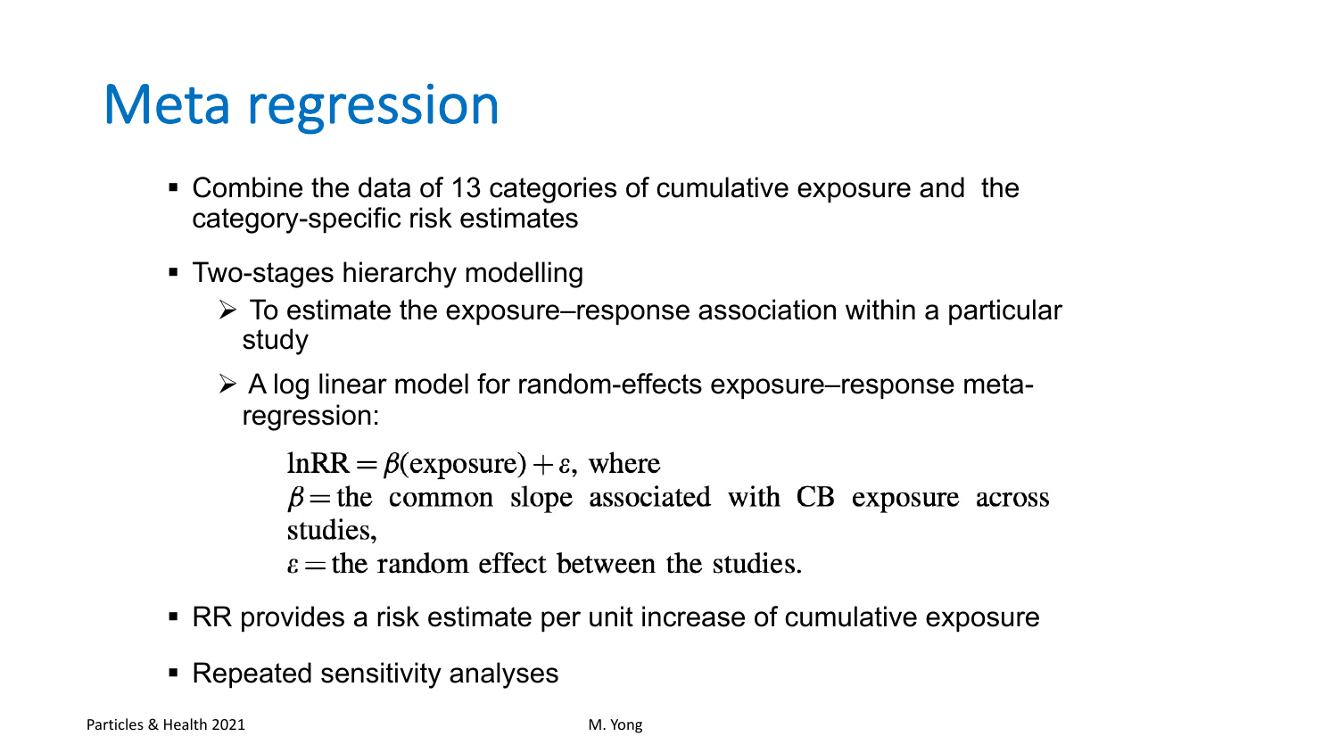# Meta regression

- Combine the data of 13 categories of cumulative exposure and the category-specific risk estimates
- Two-stages hierarchy modelling
  - To estimate the exposure–response association within a particular study
  - A log linear model for random-effects exposure–response meta-regression:

    $\ln\text{RR} = \beta(\text{exposure}) + \varepsilon$, where
    $\beta =$ the common slope associated with CB exposure across studies,
    $\varepsilon =$ the random effect between the studies.

- RR provides a risk estimate per unit increase of cumulative exposure
- Repeated sensitivity analyses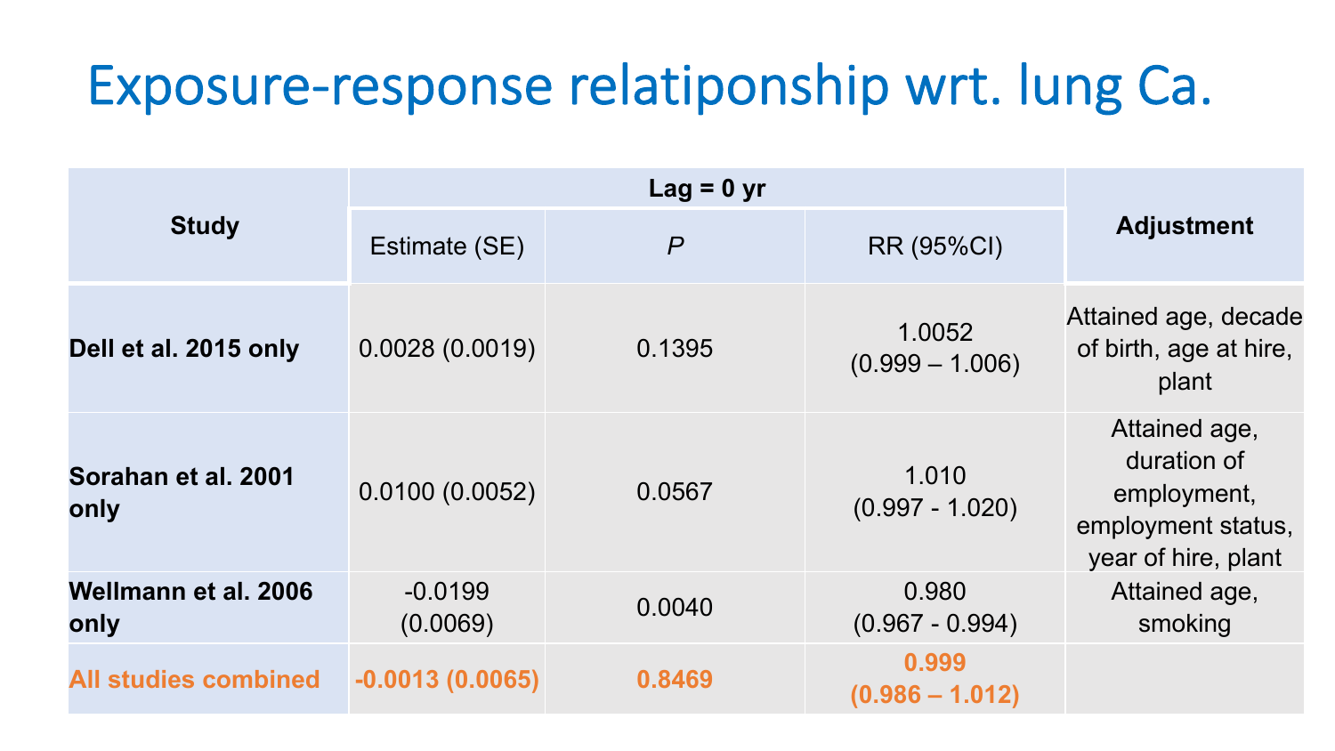# Exposure-response relatiponship wrt. lung Ca.

| Study | Lag = 0 yr | | | Adjustment |
|---|---|---|---|---|
| | Estimate (SE) | *P* | RR (95%CI) | |
| **Dell et al. 2015 only** | 0.0028 (0.0019) | 0.1395 | 1.0052 (0.999 – 1.006) | Attained age, decade of birth, age at hire, plant |
| **Sorahan et al. 2001 only** | 0.0100 (0.0052) | 0.0567 | 1.010 (0.997 - 1.020) | Attained age, duration of employment, employment status, year of hire, plant |
| **Wellmann et al. 2006 only** | -0.0199 (0.0069) | 0.0040 | 0.980 (0.967 - 0.994) | Attained age, smoking |
| **All studies combined** | **-0.0013 (0.0065)** | **0.8469** | **0.999 (0.986 – 1.012)** | |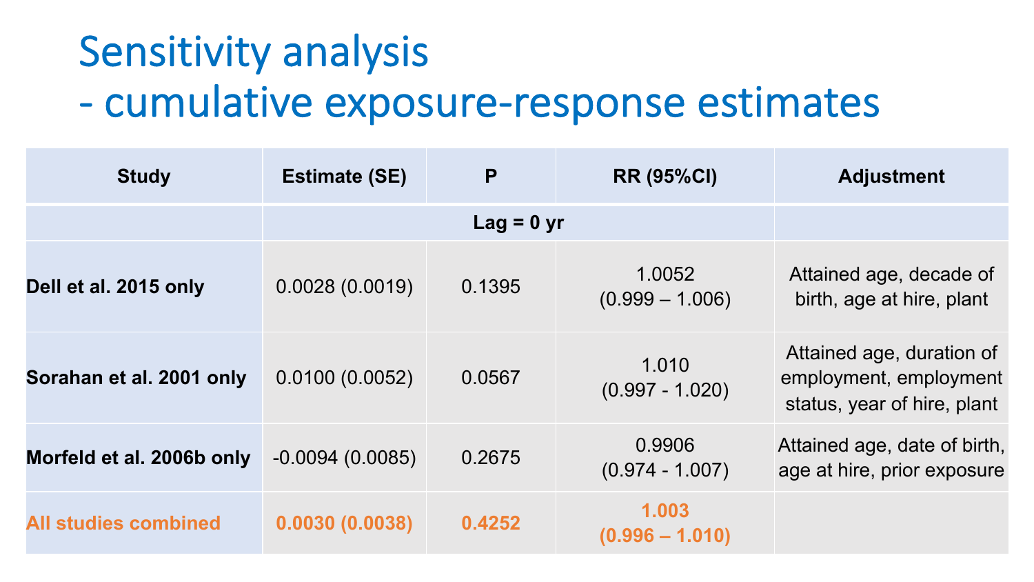# Sensitivity analysis
# - cumulative exposure-response estimates

| Study | Estimate (SE) | P | RR (95%CI) | Adjustment |
|---|---|---|---|---|
| | Lag = 0 yr | | | |
| **Dell et al. 2015 only** | 0.0028 (0.0019) | 0.1395 | 1.0052 (0.999 – 1.006) | Attained age, decade of birth, age at hire, plant |
| **Sorahan et al. 2001 only** | 0.0100 (0.0052) | 0.0567 | 1.010 (0.997 - 1.020) | Attained age, duration of employment, employment status, year of hire, plant |
| **Morfeld et al. 2006b only** | -0.0094 (0.0085) | 0.2675 | 0.9906 (0.974 - 1.007) | Attained age, date of birth, age at hire, prior exposure |
| **All studies combined** | **0.0030 (0.0038)** | **0.4252** | **1.003 (0.996 – 1.010)** | |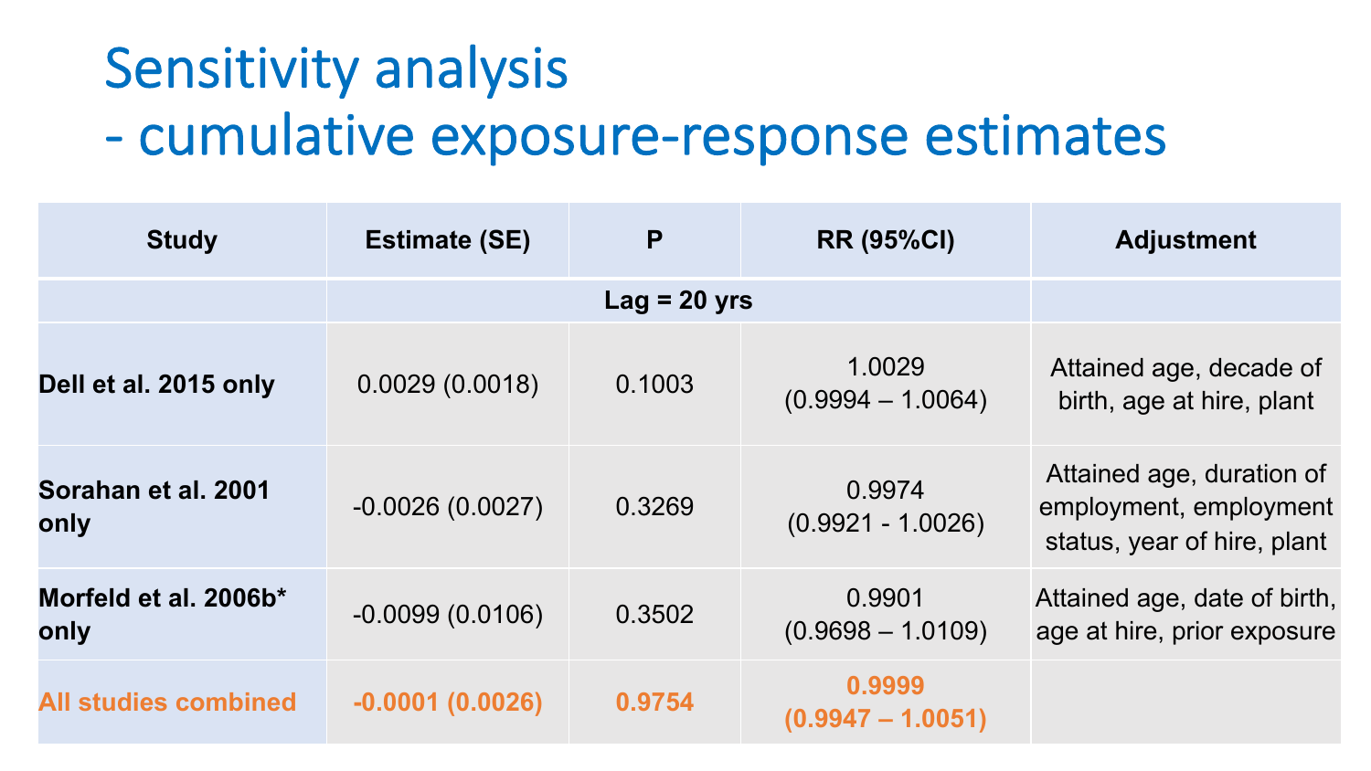# Sensitivity analysis
# - cumulative exposure-response estimates

| Study | Estimate (SE) | P | RR (95%CI) | Adjustment |
|---|---|---|---|---|
| | Lag = 20 yrs | | | |
| **Dell et al. 2015 only** | 0.0029 (0.0018) | 0.1003 | 1.0029 (0.9994 – 1.0064) | Attained age, decade of birth, age at hire, plant |
| **Sorahan et al. 2001 only** | -0.0026 (0.0027) | 0.3269 | 0.9974 (0.9921 - 1.0026) | Attained age, duration of employment, employment status, year of hire, plant |
| **Morfeld et al. 2006b* only** | -0.0099 (0.0106) | 0.3502 | 0.9901 (0.9698 – 1.0109) | Attained age, date of birth, age at hire, prior exposure |
| **All studies combined** | **-0.0001 (0.0026)** | **0.9754** | **0.9999 (0.9947 – 1.0051)** | |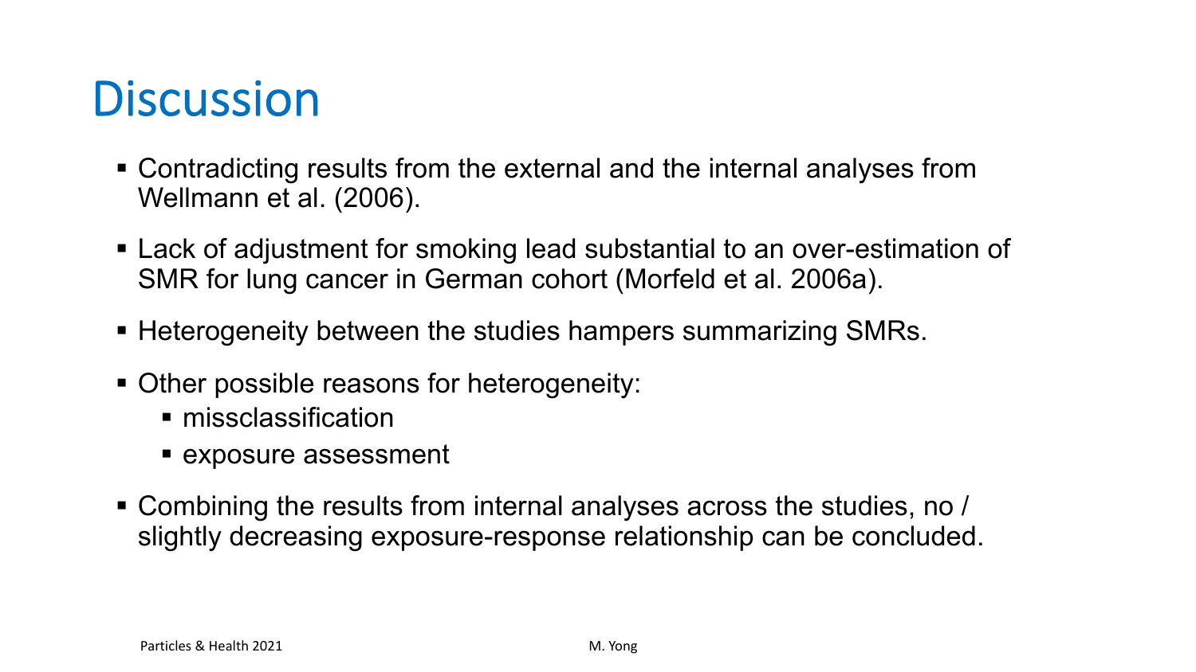# Discussion

- Contradicting results from the external and the internal analyses from Wellmann et al. (2006).
- Lack of adjustment for smoking lead substantial to an over-estimation of SMR for lung cancer in German cohort (Morfeld et al. 2006a).
- Heterogeneity between the studies hampers summarizing SMRs.
- Other possible reasons for heterogeneity:
  - missclassification
  - exposure assessment
- Combining the results from internal analyses across the studies, no / slightly decreasing exposure-response relationship can be concluded.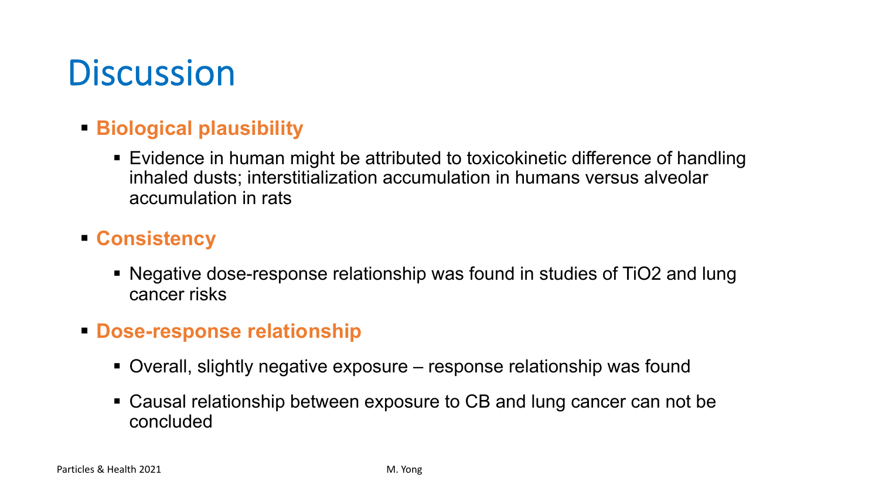# Discussion

- **Biological plausibility**
  - Evidence in human might be attributed to toxicokinetic difference of handling inhaled dusts; interstitialization accumulation in humans versus alveolar accumulation in rats
- **Consistency**
  - Negative dose-response relationship was found in studies of $TiO_2$ and lung cancer risks
- **Dose-response relationship**
  - Overall, slightly negative exposure – response relationship was found
  - Causal relationship between exposure to CB and lung cancer can not be concluded